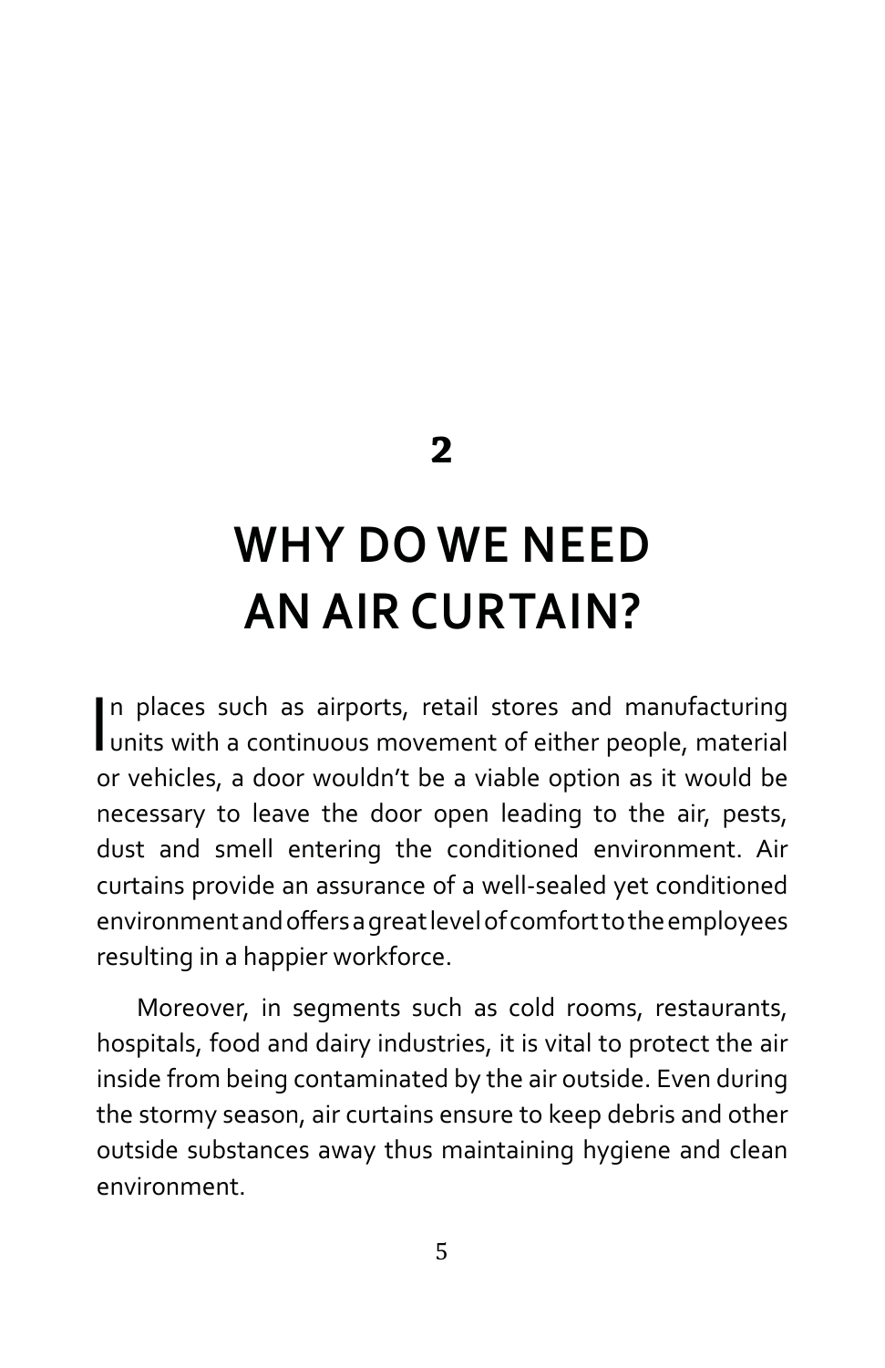## 2

# WHY DO WE NEED AN AIR CURTAIN?

In places such as airports, retail stores and manufacturing units with a continuous movement of either people, material or vehicles, a door wouldn't be a viable option as it would be necessary to leave the door open leading to the air, pests, dust and smell entering the conditioned environment. Air curtains provide an assurance of a well-sealed yet conditioned environment and offers a great level of comfort to the employees resulting in a happier workforce.

Moreover, in segments such as cold rooms, restaurants, hospitals, food and dairy industries, it is vital to protect the air inside from being contaminated by the air outside. Even during the stormy season, air curtains ensure to keep debris and other outside substances away thus maintaining hygiene and clean environment.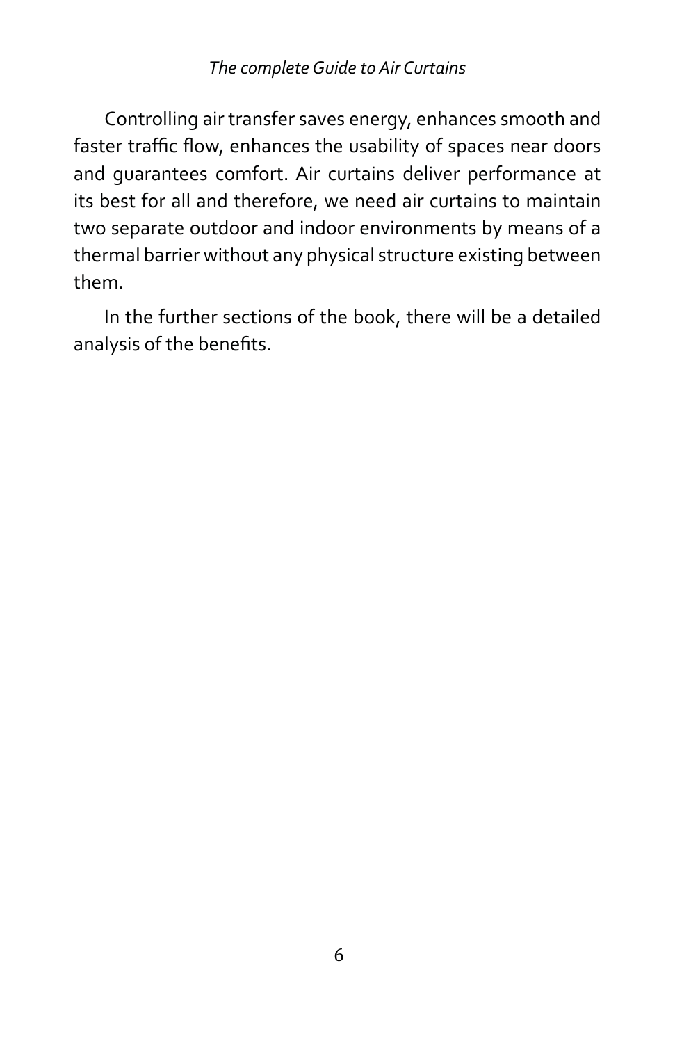Controlling air transfer saves energy, enhances smooth and faster traffic flow, enhances the usability of spaces near doors and guarantees comfort. Air curtains deliver performance at its best for all and therefore, we need air curtains to maintain two separate outdoor and indoor environments by means of a thermal barrier without any physical structure existing between them.

In the further sections of the book, there will be a detailed analysis of the benefits.